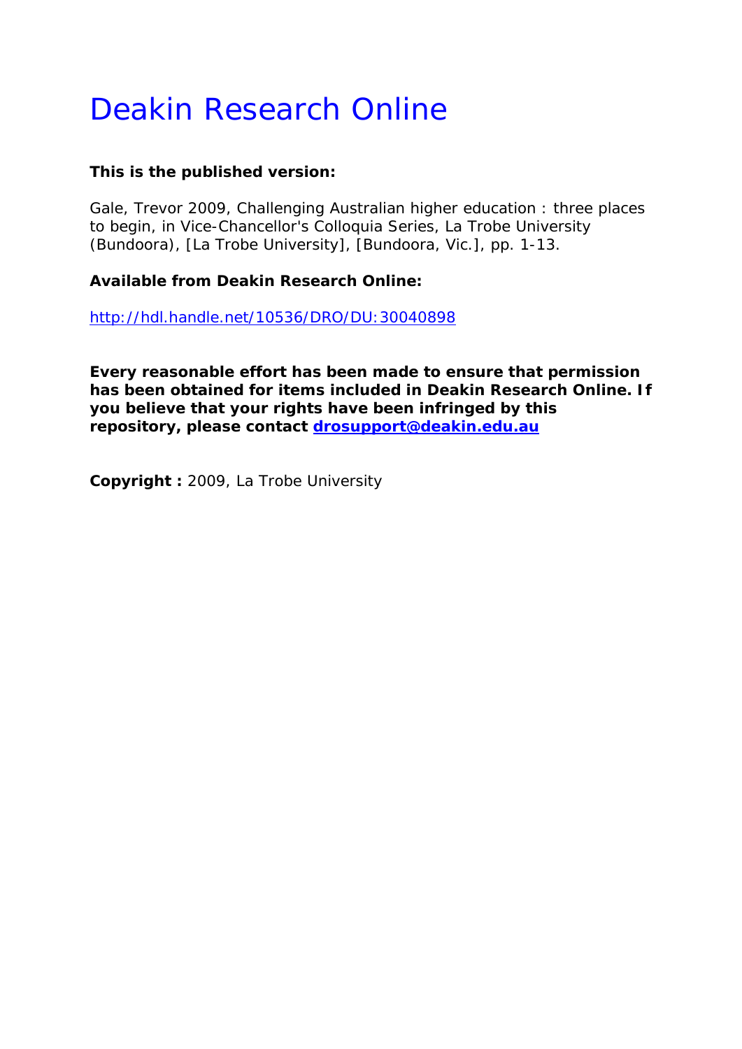# Deakin Research Online

**This is the published version:**

Gale, Trevor 2009, Challenging Australian higher education : three places to begin, in Vice-Chancellor's Colloquia Series, La Trobe University (Bundoora), [La Trobe University], [Bundoora, Vic.], pp. 1-13.

**Available from Deakin Research Online:**

http://hdl.handle.net/10536/DRO/DU:30040898

**Every reasonable effort has been made to ensure that permission has been obtained for items included in Deakin Research Online. If you believe that your rights have been infringed by this repository, please contact drosupport@deakin.edu.au**

**Copyright :** 2009, La Trobe University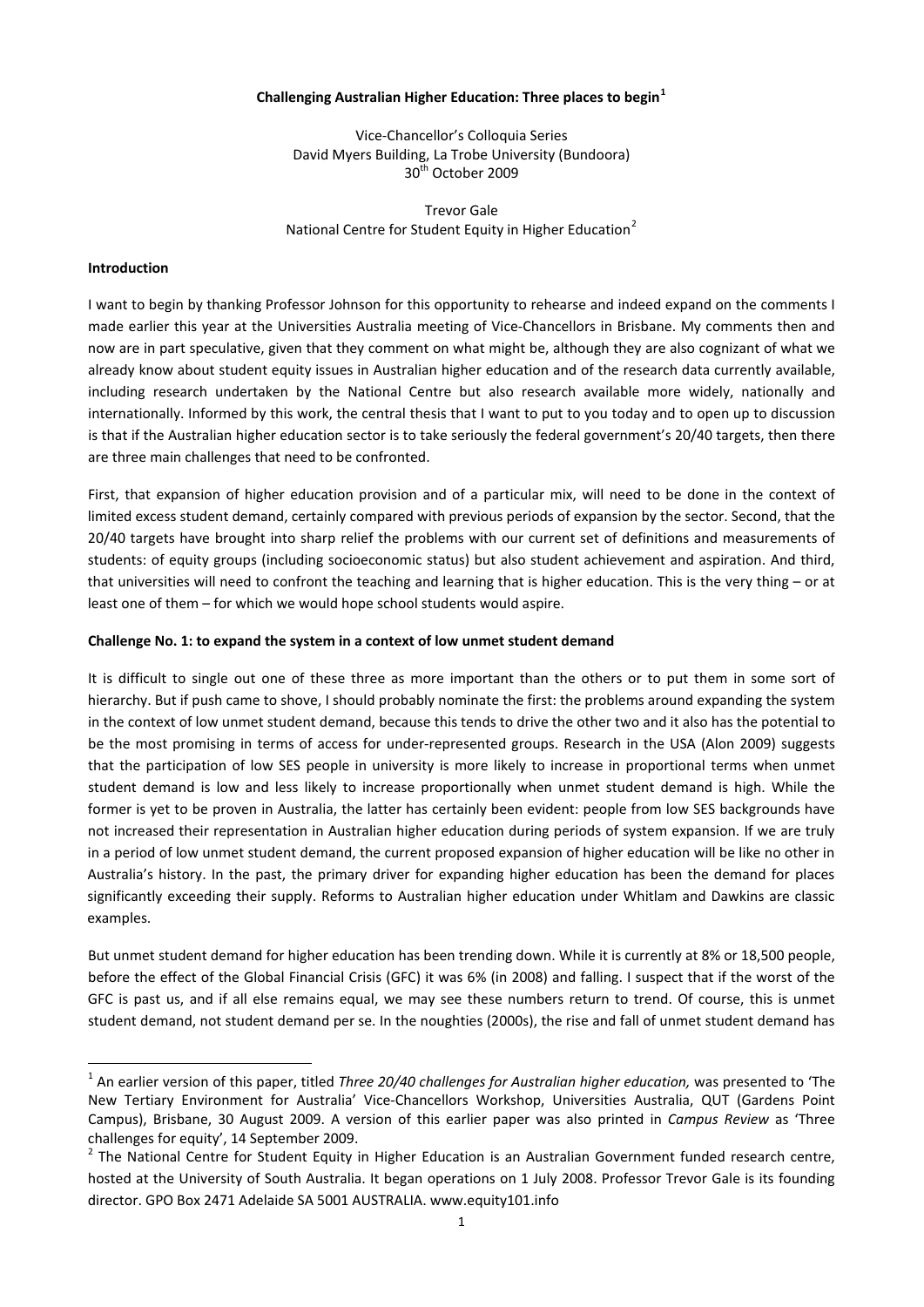**Challenging Australian Higher Education: Three places to begin**[1]

Vice-Chancellor's Colloquia Series
David Myers Building, La Trobe University (Bundoora)
30th October 2009

Trevor Gale
National Centre for Student Equity in Higher Education[2]

**Introduction**

I want to begin by thanking Professor Johnson for this opportunity to rehearse and indeed expand on the comments I made earlier this year at the Universities Australia meeting of Vice-Chancellors in Brisbane. My comments then and now are in part speculative, given that they comment on what might be, although they are also cognizant of what we already know about student equity issues in Australian higher education and of the research data currently available, including research undertaken by the National Centre but also research available more widely, nationally and internationally. Informed by this work, the central thesis that I want to put to you today and to open up to discussion is that if the Australian higher education sector is to take seriously the federal government's 20/40 targets, then there are three main challenges that need to be confronted.

First, that expansion of higher education provision and of a particular mix, will need to be done in the context of limited excess student demand, certainly compared with previous periods of expansion by the sector. Second, that the 20/40 targets have brought into sharp relief the problems with our current set of definitions and measurements of students: of equity groups (including socioeconomic status) but also student achievement and aspiration. And third, that universities will need to confront the teaching and learning that is higher education. This is the very thing – or at least one of them – for which we would hope school students would aspire.

**Challenge No. 1: to expand the system in a context of low unmet student demand**

It is difficult to single out one of these three as more important than the others or to put them in some sort of hierarchy. But if push came to shove, I should probably nominate the first: the problems around expanding the system in the context of low unmet student demand, because this tends to drive the other two and it also has the potential to be the most promising in terms of access for under-represented groups. Research in the USA (Alon 2009) suggests that the participation of low SES people in university is more likely to increase in proportional terms when unmet student demand is low and less likely to increase proportionally when unmet student demand is high. While the former is yet to be proven in Australia, the latter has certainly been evident: people from low SES backgrounds have not increased their representation in Australian higher education during periods of system expansion. If we are truly in a period of low unmet student demand, the current proposed expansion of higher education will be like no other in Australia's history. In the past, the primary driver for expanding higher education has been the demand for places significantly exceeding their supply. Reforms to Australian higher education under Whitlam and Dawkins are classic examples.

But unmet student demand for higher education has been trending down. While it is currently at 8% or 18,500 people, before the effect of the Global Financial Crisis (GFC) it was 6% (in 2008) and falling. I suspect that if the worst of the GFC is past us, and if all else remains equal, we may see these numbers return to trend. Of course, this is unmet student demand, not student demand per se. In the noughties (2000s), the rise and fall of unmet student demand has

---

[1] An earlier version of this paper, titled *Three 20/40 challenges for Australian higher education,* was presented to 'The New Tertiary Environment for Australia' Vice-Chancellors Workshop, Universities Australia, QUT (Gardens Point Campus), Brisbane, 30 August 2009. A version of this earlier paper was also printed in *Campus Review* as 'Three challenges for equity', 14 September 2009.

[2] The National Centre for Student Equity in Higher Education is an Australian Government funded research centre, hosted at the University of South Australia. It began operations on 1 July 2008. Professor Trevor Gale is its founding director. GPO Box 2471 Adelaide SA 5001 AUSTRALIA. www.equity101.info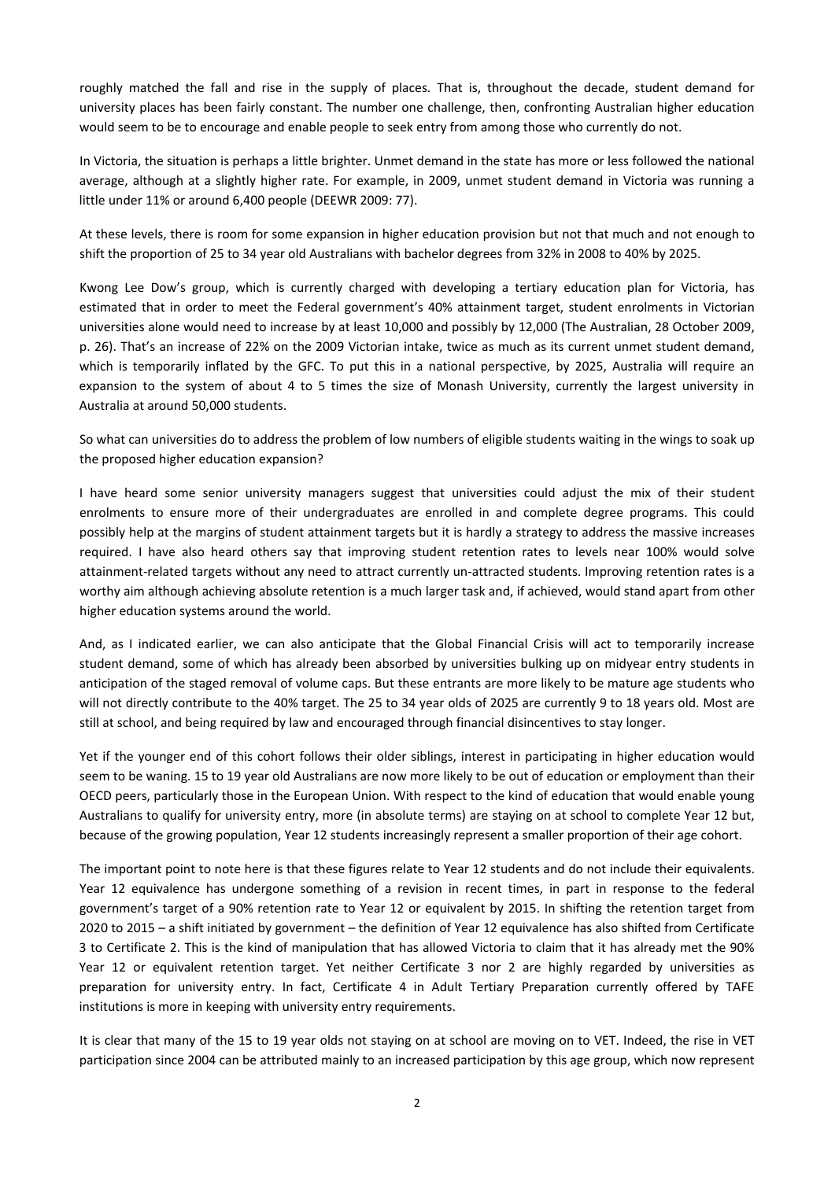roughly matched the fall and rise in the supply of places. That is, throughout the decade, student demand for university places has been fairly constant. The number one challenge, then, confronting Australian higher education would seem to be to encourage and enable people to seek entry from among those who currently do not.

In Victoria, the situation is perhaps a little brighter. Unmet demand in the state has more or less followed the national average, although at a slightly higher rate. For example, in 2009, unmet student demand in Victoria was running a little under 11% or around 6,400 people (DEEWR 2009: 77).

At these levels, there is room for some expansion in higher education provision but not that much and not enough to shift the proportion of 25 to 34 year old Australians with bachelor degrees from 32% in 2008 to 40% by 2025.

Kwong Lee Dow's group, which is currently charged with developing a tertiary education plan for Victoria, has estimated that in order to meet the Federal government's 40% attainment target, student enrolments in Victorian universities alone would need to increase by at least 10,000 and possibly by 12,000 (The Australian, 28 October 2009, p. 26). That's an increase of 22% on the 2009 Victorian intake, twice as much as its current unmet student demand, which is temporarily inflated by the GFC. To put this in a national perspective, by 2025, Australia will require an expansion to the system of about 4 to 5 times the size of Monash University, currently the largest university in Australia at around 50,000 students.

So what can universities do to address the problem of low numbers of eligible students waiting in the wings to soak up the proposed higher education expansion?

I have heard some senior university managers suggest that universities could adjust the mix of their student enrolments to ensure more of their undergraduates are enrolled in and complete degree programs. This could possibly help at the margins of student attainment targets but it is hardly a strategy to address the massive increases required. I have also heard others say that improving student retention rates to levels near 100% would solve attainment-related targets without any need to attract currently un-attracted students. Improving retention rates is a worthy aim although achieving absolute retention is a much larger task and, if achieved, would stand apart from other higher education systems around the world.

And, as I indicated earlier, we can also anticipate that the Global Financial Crisis will act to temporarily increase student demand, some of which has already been absorbed by universities bulking up on midyear entry students in anticipation of the staged removal of volume caps. But these entrants are more likely to be mature age students who will not directly contribute to the 40% target. The 25 to 34 year olds of 2025 are currently 9 to 18 years old. Most are still at school, and being required by law and encouraged through financial disincentives to stay longer.

Yet if the younger end of this cohort follows their older siblings, interest in participating in higher education would seem to be waning. 15 to 19 year old Australians are now more likely to be out of education or employment than their OECD peers, particularly those in the European Union. With respect to the kind of education that would enable young Australians to qualify for university entry, more (in absolute terms) are staying on at school to complete Year 12 but, because of the growing population, Year 12 students increasingly represent a smaller proportion of their age cohort.

The important point to note here is that these figures relate to Year 12 students and do not include their equivalents. Year 12 equivalence has undergone something of a revision in recent times, in part in response to the federal government's target of a 90% retention rate to Year 12 or equivalent by 2015. In shifting the retention target from 2020 to 2015 – a shift initiated by government – the definition of Year 12 equivalence has also shifted from Certificate 3 to Certificate 2. This is the kind of manipulation that has allowed Victoria to claim that it has already met the 90% Year 12 or equivalent retention target. Yet neither Certificate 3 nor 2 are highly regarded by universities as preparation for university entry. In fact, Certificate 4 in Adult Tertiary Preparation currently offered by TAFE institutions is more in keeping with university entry requirements.

It is clear that many of the 15 to 19 year olds not staying on at school are moving on to VET. Indeed, the rise in VET participation since 2004 can be attributed mainly to an increased participation by this age group, which now represent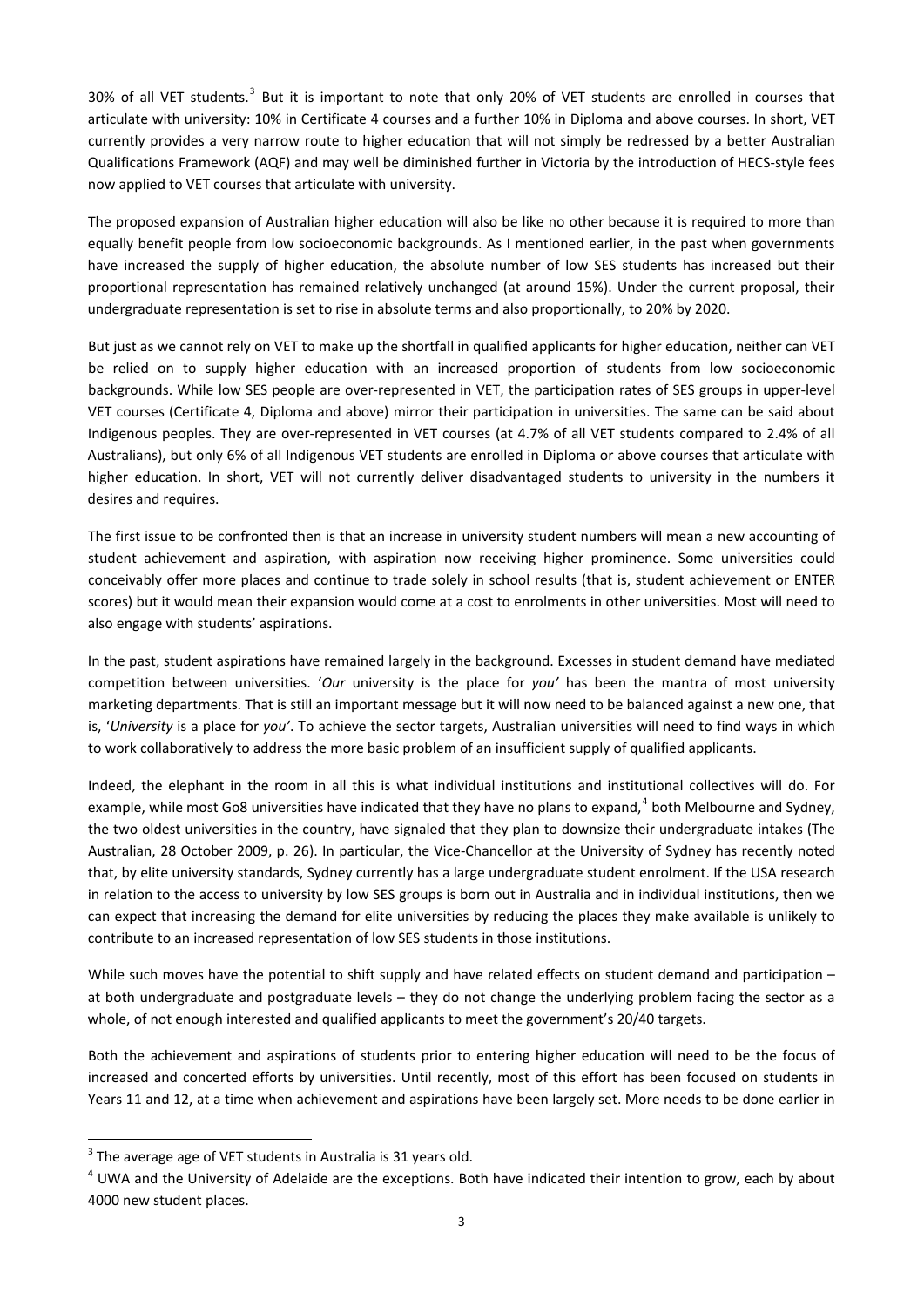30% of all VET students.[3] But it is important to note that only 20% of VET students are enrolled in courses that articulate with university: 10% in Certificate 4 courses and a further 10% in Diploma and above courses. In short, VET currently provides a very narrow route to higher education that will not simply be redressed by a better Australian Qualifications Framework (AQF) and may well be diminished further in Victoria by the introduction of HECS-style fees now applied to VET courses that articulate with university.

The proposed expansion of Australian higher education will also be like no other because it is required to more than equally benefit people from low socioeconomic backgrounds. As I mentioned earlier, in the past when governments have increased the supply of higher education, the absolute number of low SES students has increased but their proportional representation has remained relatively unchanged (at around 15%). Under the current proposal, their undergraduate representation is set to rise in absolute terms and also proportionally, to 20% by 2020.

But just as we cannot rely on VET to make up the shortfall in qualified applicants for higher education, neither can VET be relied on to supply higher education with an increased proportion of students from low socioeconomic backgrounds. While low SES people are over-represented in VET, the participation rates of SES groups in upper-level VET courses (Certificate 4, Diploma and above) mirror their participation in universities. The same can be said about Indigenous peoples. They are over-represented in VET courses (at 4.7% of all VET students compared to 2.4% of all Australians), but only 6% of all Indigenous VET students are enrolled in Diploma or above courses that articulate with higher education. In short, VET will not currently deliver disadvantaged students to university in the numbers it desires and requires.

The first issue to be confronted then is that an increase in university student numbers will mean a new accounting of student achievement and aspiration, with aspiration now receiving higher prominence. Some universities could conceivably offer more places and continue to trade solely in school results (that is, student achievement or ENTER scores) but it would mean their expansion would come at a cost to enrolments in other universities. Most will need to also engage with students' aspirations.

In the past, student aspirations have remained largely in the background. Excesses in student demand have mediated competition between universities. '*Our* university is the place for *you'* has been the mantra of most university marketing departments. That is still an important message but it will now need to be balanced against a new one, that is, '*University* is a place for *you'*. To achieve the sector targets, Australian universities will need to find ways in which to work collaboratively to address the more basic problem of an insufficient supply of qualified applicants.

Indeed, the elephant in the room in all this is what individual institutions and institutional collectives will do. For example, while most Go8 universities have indicated that they have no plans to expand,[4] both Melbourne and Sydney, the two oldest universities in the country, have signaled that they plan to downsize their undergraduate intakes (The Australian, 28 October 2009, p. 26). In particular, the Vice-Chancellor at the University of Sydney has recently noted that, by elite university standards, Sydney currently has a large undergraduate student enrolment. If the USA research in relation to the access to university by low SES groups is born out in Australia and in individual institutions, then we can expect that increasing the demand for elite universities by reducing the places they make available is unlikely to contribute to an increased representation of low SES students in those institutions.

While such moves have the potential to shift supply and have related effects on student demand and participation – at both undergraduate and postgraduate levels – they do not change the underlying problem facing the sector as a whole, of not enough interested and qualified applicants to meet the government's 20/40 targets.

Both the achievement and aspirations of students prior to entering higher education will need to be the focus of increased and concerted efforts by universities. Until recently, most of this effort has been focused on students in Years 11 and 12, at a time when achievement and aspirations have been largely set. More needs to be done earlier in

[3] The average age of VET students in Australia is 31 years old.

[4] UWA and the University of Adelaide are the exceptions. Both have indicated their intention to grow, each by about 4000 new student places.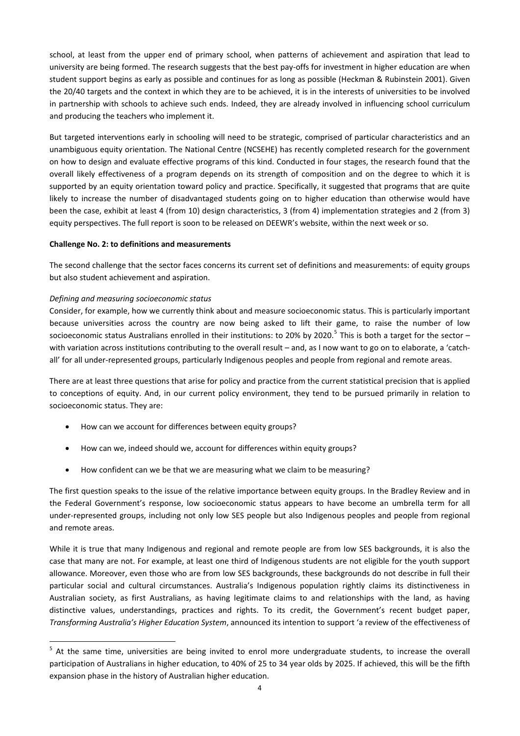school, at least from the upper end of primary school, when patterns of achievement and aspiration that lead to university are being formed. The research suggests that the best pay-offs for investment in higher education are when student support begins as early as possible and continues for as long as possible (Heckman & Rubinstein 2001). Given the 20/40 targets and the context in which they are to be achieved, it is in the interests of universities to be involved in partnership with schools to achieve such ends. Indeed, they are already involved in influencing school curriculum and producing the teachers who implement it.

But targeted interventions early in schooling will need to be strategic, comprised of particular characteristics and an unambiguous equity orientation. The National Centre (NCSEHE) has recently completed research for the government on how to design and evaluate effective programs of this kind. Conducted in four stages, the research found that the overall likely effectiveness of a program depends on its strength of composition and on the degree to which it is supported by an equity orientation toward policy and practice. Specifically, it suggested that programs that are quite likely to increase the number of disadvantaged students going on to higher education than otherwise would have been the case, exhibit at least 4 (from 10) design characteristics, 3 (from 4) implementation strategies and 2 (from 3) equity perspectives. The full report is soon to be released on DEEWR's website, within the next week or so.

**Challenge No. 2: to definitions and measurements**

The second challenge that the sector faces concerns its current set of definitions and measurements: of equity groups but also student achievement and aspiration.

*Defining and measuring socioeconomic status*

Consider, for example, how we currently think about and measure socioeconomic status. This is particularly important because universities across the country are now being asked to lift their game, to raise the number of low socioeconomic status Australians enrolled in their institutions: to 20% by 2020.[5] This is both a target for the sector – with variation across institutions contributing to the overall result – and, as I now want to go on to elaborate, a 'catch-all' for all under-represented groups, particularly Indigenous peoples and people from regional and remote areas.

There are at least three questions that arise for policy and practice from the current statistical precision that is applied to conceptions of equity. And, in our current policy environment, they tend to be pursued primarily in relation to socioeconomic status. They are:

- How can we account for differences between equity groups?
- How can we, indeed should we, account for differences within equity groups?
- How confident can we be that we are measuring what we claim to be measuring?

The first question speaks to the issue of the relative importance between equity groups. In the Bradley Review and in the Federal Government's response, low socioeconomic status appears to have become an umbrella term for all under-represented groups, including not only low SES people but also Indigenous peoples and people from regional and remote areas.

While it is true that many Indigenous and regional and remote people are from low SES backgrounds, it is also the case that many are not. For example, at least one third of Indigenous students are not eligible for the youth support allowance. Moreover, even those who are from low SES backgrounds, these backgrounds do not describe in full their particular social and cultural circumstances. Australia's Indigenous population rightly claims its distinctiveness in Australian society, as first Australians, as having legitimate claims to and relationships with the land, as having distinctive values, understandings, practices and rights. To its credit, the Government's recent budget paper, *Transforming Australia's Higher Education System*, announced its intention to support 'a review of the effectiveness of

---

[5] At the same time, universities are being invited to enrol more undergraduate students, to increase the overall participation of Australians in higher education, to 40% of 25 to 34 year olds by 2025. If achieved, this will be the fifth expansion phase in the history of Australian higher education.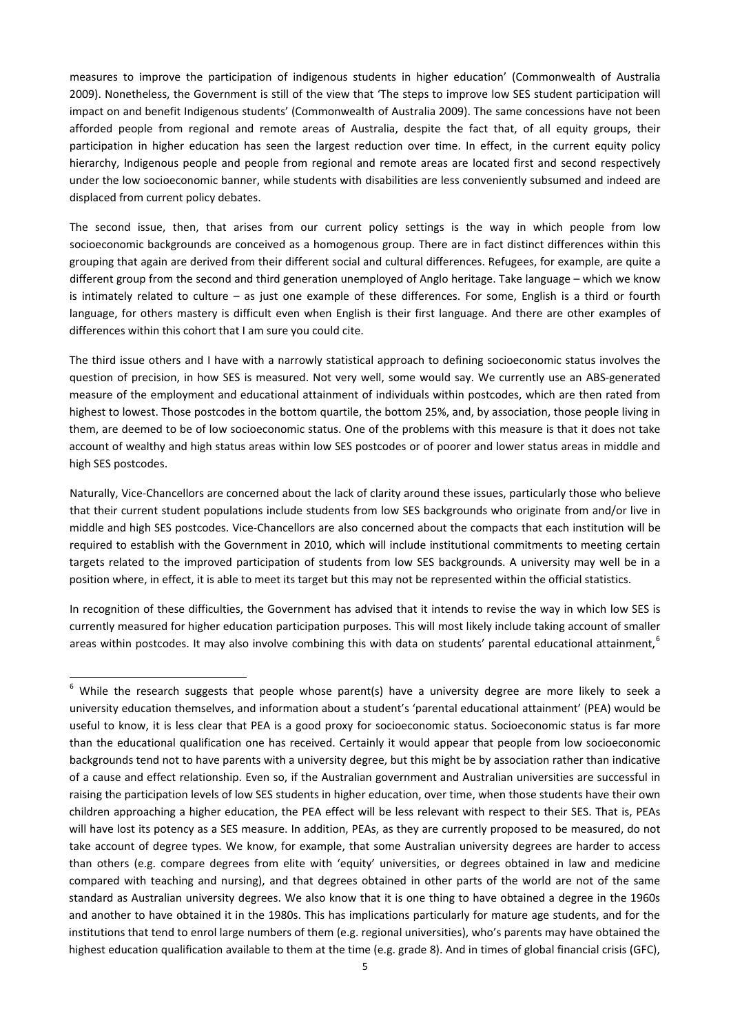measures to improve the participation of indigenous students in higher education' (Commonwealth of Australia 2009). Nonetheless, the Government is still of the view that 'The steps to improve low SES student participation will impact on and benefit Indigenous students' (Commonwealth of Australia 2009). The same concessions have not been afforded people from regional and remote areas of Australia, despite the fact that, of all equity groups, their participation in higher education has seen the largest reduction over time. In effect, in the current equity policy hierarchy, Indigenous people and people from regional and remote areas are located first and second respectively under the low socioeconomic banner, while students with disabilities are less conveniently subsumed and indeed are displaced from current policy debates.

The second issue, then, that arises from our current policy settings is the way in which people from low socioeconomic backgrounds are conceived as a homogenous group. There are in fact distinct differences within this grouping that again are derived from their different social and cultural differences. Refugees, for example, are quite a different group from the second and third generation unemployed of Anglo heritage. Take language – which we know is intimately related to culture – as just one example of these differences. For some, English is a third or fourth language, for others mastery is difficult even when English is their first language. And there are other examples of differences within this cohort that I am sure you could cite.

The third issue others and I have with a narrowly statistical approach to defining socioeconomic status involves the question of precision, in how SES is measured. Not very well, some would say. We currently use an ABS-generated measure of the employment and educational attainment of individuals within postcodes, which are then rated from highest to lowest. Those postcodes in the bottom quartile, the bottom 25%, and, by association, those people living in them, are deemed to be of low socioeconomic status. One of the problems with this measure is that it does not take account of wealthy and high status areas within low SES postcodes or of poorer and lower status areas in middle and high SES postcodes.

Naturally, Vice-Chancellors are concerned about the lack of clarity around these issues, particularly those who believe that their current student populations include students from low SES backgrounds who originate from and/or live in middle and high SES postcodes. Vice-Chancellors are also concerned about the compacts that each institution will be required to establish with the Government in 2010, which will include institutional commitments to meeting certain targets related to the improved participation of students from low SES backgrounds. A university may well be in a position where, in effect, it is able to meet its target but this may not be represented within the official statistics.

In recognition of these difficulties, the Government has advised that it intends to revise the way in which low SES is currently measured for higher education participation purposes. This will most likely include taking account of smaller areas within postcodes. It may also involve combining this with data on students' parental educational attainment,[6]

---

[6] While the research suggests that people whose parent(s) have a university degree are more likely to seek a university education themselves, and information about a student's 'parental educational attainment' (PEA) would be useful to know, it is less clear that PEA is a good proxy for socioeconomic status. Socioeconomic status is far more than the educational qualification one has received. Certainly it would appear that people from low socioeconomic backgrounds tend not to have parents with a university degree, but this might be by association rather than indicative of a cause and effect relationship. Even so, if the Australian government and Australian universities are successful in raising the participation levels of low SES students in higher education, over time, when those students have their own children approaching a higher education, the PEA effect will be less relevant with respect to their SES. That is, PEAs will have lost its potency as a SES measure. In addition, PEAs, as they are currently proposed to be measured, do not take account of degree types. We know, for example, that some Australian university degrees are harder to access than others (e.g. compare degrees from elite with 'equity' universities, or degrees obtained in law and medicine compared with teaching and nursing), and that degrees obtained in other parts of the world are not of the same standard as Australian university degrees. We also know that it is one thing to have obtained a degree in the 1960s and another to have obtained it in the 1980s. This has implications particularly for mature age students, and for the institutions that tend to enrol large numbers of them (e.g. regional universities), who's parents may have obtained the highest education qualification available to them at the time (e.g. grade 8). And in times of global financial crisis (GFC),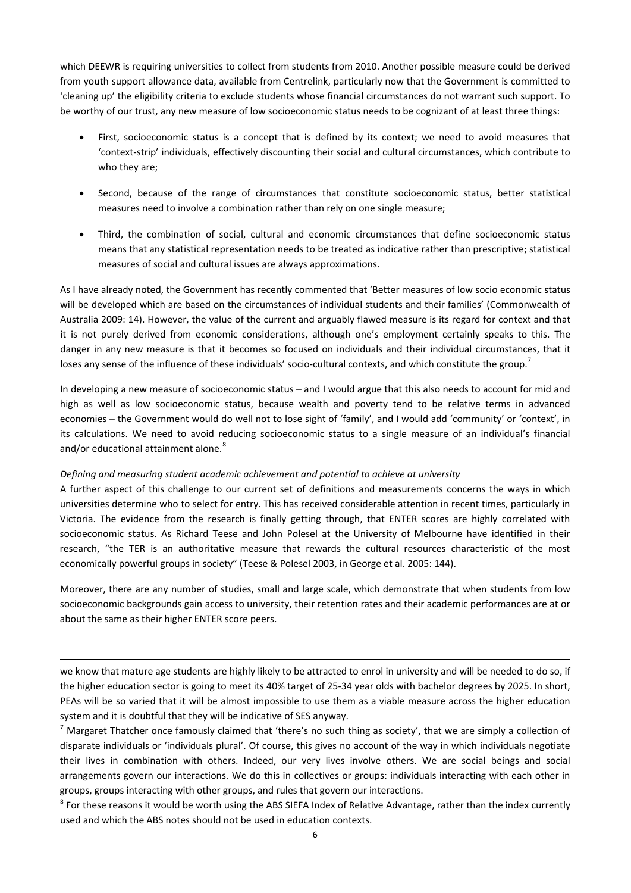which DEEWR is requiring universities to collect from students from 2010. Another possible measure could be derived from youth support allowance data, available from Centrelink, particularly now that the Government is committed to 'cleaning up' the eligibility criteria to exclude students whose financial circumstances do not warrant such support. To be worthy of our trust, any new measure of low socioeconomic status needs to be cognizant of at least three things:

- First, socioeconomic status is a concept that is defined by its context; we need to avoid measures that 'context-strip' individuals, effectively discounting their social and cultural circumstances, which contribute to who they are;
- Second, because of the range of circumstances that constitute socioeconomic status, better statistical measures need to involve a combination rather than rely on one single measure;
- Third, the combination of social, cultural and economic circumstances that define socioeconomic status means that any statistical representation needs to be treated as indicative rather than prescriptive; statistical measures of social and cultural issues are always approximations.

As I have already noted, the Government has recently commented that 'Better measures of low socio economic status will be developed which are based on the circumstances of individual students and their families' (Commonwealth of Australia 2009: 14). However, the value of the current and arguably flawed measure is its regard for context and that it is not purely derived from economic considerations, although one's employment certainly speaks to this. The danger in any new measure is that it becomes so focused on individuals and their individual circumstances, that it loses any sense of the influence of these individuals' socio-cultural contexts, and which constitute the group.[7]

In developing a new measure of socioeconomic status – and I would argue that this also needs to account for mid and high as well as low socioeconomic status, because wealth and poverty tend to be relative terms in advanced economies – the Government would do well not to lose sight of 'family', and I would add 'community' or 'context', in its calculations. We need to avoid reducing socioeconomic status to a single measure of an individual's financial and/or educational attainment alone.[8]

*Defining and measuring student academic achievement and potential to achieve at university*

A further aspect of this challenge to our current set of definitions and measurements concerns the ways in which universities determine who to select for entry. This has received considerable attention in recent times, particularly in Victoria. The evidence from the research is finally getting through, that ENTER scores are highly correlated with socioeconomic status. As Richard Teese and John Polesel at the University of Melbourne have identified in their research, "the TER is an authoritative measure that rewards the cultural resources characteristic of the most economically powerful groups in society" (Teese & Polesel 2003, in George et al. 2005: 144).

Moreover, there are any number of studies, small and large scale, which demonstrate that when students from low socioeconomic backgrounds gain access to university, their retention rates and their academic performances are at or about the same as their higher ENTER score peers.

---

we know that mature age students are highly likely to be attracted to enrol in university and will be needed to do so, if the higher education sector is going to meet its 40% target of 25-34 year olds with bachelor degrees by 2025. In short, PEAs will be so varied that it will be almost impossible to use them as a viable measure across the higher education system and it is doubtful that they will be indicative of SES anyway.

[7] Margaret Thatcher once famously claimed that 'there's no such thing as society', that we are simply a collection of disparate individuals or 'individuals plural'. Of course, this gives no account of the way in which individuals negotiate their lives in combination with others. Indeed, our very lives involve others. We are social beings and social arrangements govern our interactions. We do this in collectives or groups: individuals interacting with each other in groups, groups interacting with other groups, and rules that govern our interactions.

[8] For these reasons it would be worth using the ABS SIEFA Index of Relative Advantage, rather than the index currently used and which the ABS notes should not be used in education contexts.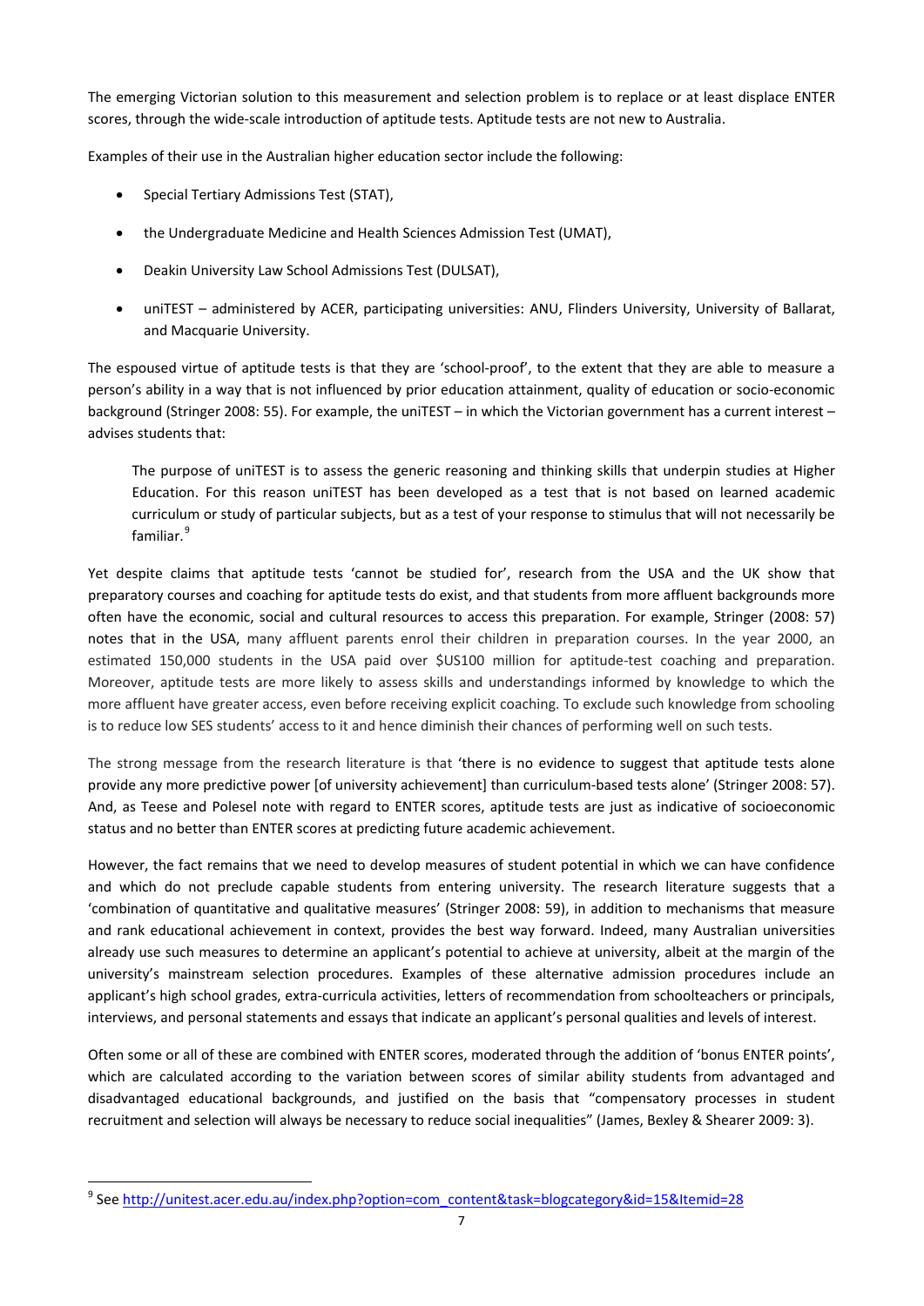The emerging Victorian solution to this measurement and selection problem is to replace or at least displace ENTER scores, through the wide-scale introduction of aptitude tests. Aptitude tests are not new to Australia.

Examples of their use in the Australian higher education sector include the following:

- Special Tertiary Admissions Test (STAT),
- the Undergraduate Medicine and Health Sciences Admission Test (UMAT),
- Deakin University Law School Admissions Test (DULSAT),
- uniTEST – administered by ACER, participating universities: ANU, Flinders University, University of Ballarat, and Macquarie University.

The espoused virtue of aptitude tests is that they are 'school-proof', to the extent that they are able to measure a person's ability in a way that is not influenced by prior education attainment, quality of education or socio-economic background (Stringer 2008: 55). For example, the uniTEST – in which the Victorian government has a current interest – advises students that:

> The purpose of uniTEST is to assess the generic reasoning and thinking skills that underpin studies at Higher Education. For this reason uniTEST has been developed as a test that is not based on learned academic curriculum or study of particular subjects, but as a test of your response to stimulus that will not necessarily be familiar.[9]

Yet despite claims that aptitude tests 'cannot be studied for', research from the USA and the UK show that preparatory courses and coaching for aptitude tests do exist, and that students from more affluent backgrounds more often have the economic, social and cultural resources to access this preparation. For example, Stringer (2008: 57) notes that in the USA, many affluent parents enrol their children in preparation courses. In the year 2000, an estimated 150,000 students in the USA paid over $US100 million for aptitude-test coaching and preparation. Moreover, aptitude tests are more likely to assess skills and understandings informed by knowledge to which the more affluent have greater access, even before receiving explicit coaching. To exclude such knowledge from schooling is to reduce low SES students' access to it and hence diminish their chances of performing well on such tests.

The strong message from the research literature is that 'there is no evidence to suggest that aptitude tests alone provide any more predictive power [of university achievement] than curriculum-based tests alone' (Stringer 2008: 57). And, as Teese and Polesel note with regard to ENTER scores, aptitude tests are just as indicative of socioeconomic status and no better than ENTER scores at predicting future academic achievement.

However, the fact remains that we need to develop measures of student potential in which we can have confidence and which do not preclude capable students from entering university. The research literature suggests that a 'combination of quantitative and qualitative measures' (Stringer 2008: 59), in addition to mechanisms that measure and rank educational achievement in context, provides the best way forward. Indeed, many Australian universities already use such measures to determine an applicant's potential to achieve at university, albeit at the margin of the university's mainstream selection procedures. Examples of these alternative admission procedures include an applicant's high school grades, extra-curricula activities, letters of recommendation from schoolteachers or principals, interviews, and personal statements and essays that indicate an applicant's personal qualities and levels of interest.

Often some or all of these are combined with ENTER scores, moderated through the addition of 'bonus ENTER points', which are calculated according to the variation between scores of similar ability students from advantaged and disadvantaged educational backgrounds, and justified on the basis that "compensatory processes in student recruitment and selection will always be necessary to reduce social inequalities" (James, Bexley & Shearer 2009: 3).

---

[9] See http://unitest.acer.edu.au/index.php?option=com_content&task=blogcategory&id=15&Itemid=28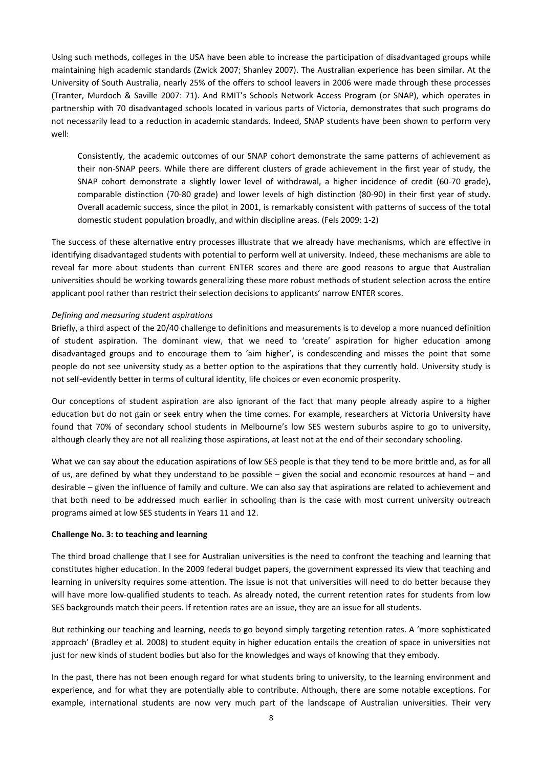Using such methods, colleges in the USA have been able to increase the participation of disadvantaged groups while maintaining high academic standards (Zwick 2007; Shanley 2007). The Australian experience has been similar. At the University of South Australia, nearly 25% of the offers to school leavers in 2006 were made through these processes (Tranter, Murdoch & Saville 2007: 71). And RMIT's Schools Network Access Program (or SNAP), which operates in partnership with 70 disadvantaged schools located in various parts of Victoria, demonstrates that such programs do not necessarily lead to a reduction in academic standards. Indeed, SNAP students have been shown to perform very well:

> Consistently, the academic outcomes of our SNAP cohort demonstrate the same patterns of achievement as their non-SNAP peers. While there are different clusters of grade achievement in the first year of study, the SNAP cohort demonstrate a slightly lower level of withdrawal, a higher incidence of credit (60-70 grade), comparable distinction (70-80 grade) and lower levels of high distinction (80-90) in their first year of study. Overall academic success, since the pilot in 2001, is remarkably consistent with patterns of success of the total domestic student population broadly, and within discipline areas. (Fels 2009: 1-2)

The success of these alternative entry processes illustrate that we already have mechanisms, which are effective in identifying disadvantaged students with potential to perform well at university. Indeed, these mechanisms are able to reveal far more about students than current ENTER scores and there are good reasons to argue that Australian universities should be working towards generalizing these more robust methods of student selection across the entire applicant pool rather than restrict their selection decisions to applicants' narrow ENTER scores.

*Defining and measuring student aspirations*

Briefly, a third aspect of the 20/40 challenge to definitions and measurements is to develop a more nuanced definition of student aspiration. The dominant view, that we need to 'create' aspiration for higher education among disadvantaged groups and to encourage them to 'aim higher', is condescending and misses the point that some people do not see university study as a better option to the aspirations that they currently hold. University study is not self-evidently better in terms of cultural identity, life choices or even economic prosperity.

Our conceptions of student aspiration are also ignorant of the fact that many people already aspire to a higher education but do not gain or seek entry when the time comes. For example, researchers at Victoria University have found that 70% of secondary school students in Melbourne's low SES western suburbs aspire to go to university, although clearly they are not all realizing those aspirations, at least not at the end of their secondary schooling.

What we can say about the education aspirations of low SES people is that they tend to be more brittle and, as for all of us, are defined by what they understand to be possible – given the social and economic resources at hand – and desirable – given the influence of family and culture. We can also say that aspirations are related to achievement and that both need to be addressed much earlier in schooling than is the case with most current university outreach programs aimed at low SES students in Years 11 and 12.

**Challenge No. 3: to teaching and learning**

The third broad challenge that I see for Australian universities is the need to confront the teaching and learning that constitutes higher education. In the 2009 federal budget papers, the government expressed its view that teaching and learning in university requires some attention. The issue is not that universities will need to do better because they will have more low-qualified students to teach. As already noted, the current retention rates for students from low SES backgrounds match their peers. If retention rates are an issue, they are an issue for all students.

But rethinking our teaching and learning, needs to go beyond simply targeting retention rates. A 'more sophisticated approach' (Bradley et al. 2008) to student equity in higher education entails the creation of space in universities not just for new kinds of student bodies but also for the knowledges and ways of knowing that they embody.

In the past, there has not been enough regard for what students bring to university, to the learning environment and experience, and for what they are potentially able to contribute. Although, there are some notable exceptions. For example, international students are now very much part of the landscape of Australian universities. Their very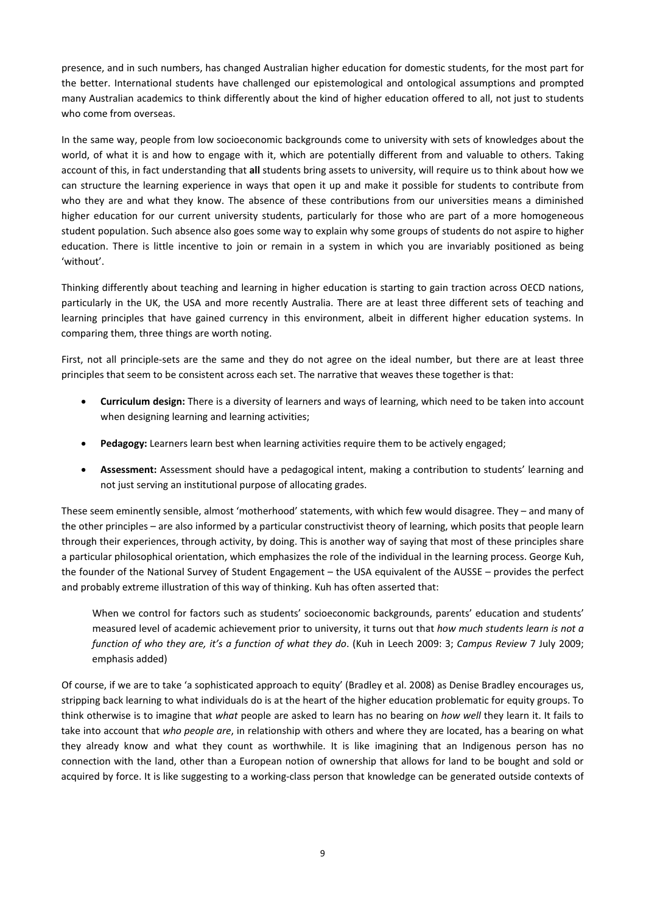presence, and in such numbers, has changed Australian higher education for domestic students, for the most part for the better. International students have challenged our epistemological and ontological assumptions and prompted many Australian academics to think differently about the kind of higher education offered to all, not just to students who come from overseas.

In the same way, people from low socioeconomic backgrounds come to university with sets of knowledges about the world, of what it is and how to engage with it, which are potentially different from and valuable to others. Taking account of this, in fact understanding that **all** students bring assets to university, will require us to think about how we can structure the learning experience in ways that open it up and make it possible for students to contribute from who they are and what they know. The absence of these contributions from our universities means a diminished higher education for our current university students, particularly for those who are part of a more homogeneous student population. Such absence also goes some way to explain why some groups of students do not aspire to higher education. There is little incentive to join or remain in a system in which you are invariably positioned as being 'without'.

Thinking differently about teaching and learning in higher education is starting to gain traction across OECD nations, particularly in the UK, the USA and more recently Australia. There are at least three different sets of teaching and learning principles that have gained currency in this environment, albeit in different higher education systems. In comparing them, three things are worth noting.

First, not all principle-sets are the same and they do not agree on the ideal number, but there are at least three principles that seem to be consistent across each set. The narrative that weaves these together is that:

- **Curriculum design:** There is a diversity of learners and ways of learning, which need to be taken into account when designing learning and learning activities;
- **Pedagogy:** Learners learn best when learning activities require them to be actively engaged;
- **Assessment:** Assessment should have a pedagogical intent, making a contribution to students' learning and not just serving an institutional purpose of allocating grades.

These seem eminently sensible, almost 'motherhood' statements, with which few would disagree. They – and many of the other principles – are also informed by a particular constructivist theory of learning, which posits that people learn through their experiences, through activity, by doing. This is another way of saying that most of these principles share a particular philosophical orientation, which emphasizes the role of the individual in the learning process. George Kuh, the founder of the National Survey of Student Engagement – the USA equivalent of the AUSSE – provides the perfect and probably extreme illustration of this way of thinking. Kuh has often asserted that:

> When we control for factors such as students' socioeconomic backgrounds, parents' education and students' measured level of academic achievement prior to university, it turns out that *how much students learn is not a function of who they are, it's a function of what they do*. (Kuh in Leech 2009: 3; *Campus Review* 7 July 2009; emphasis added)

Of course, if we are to take 'a sophisticated approach to equity' (Bradley et al. 2008) as Denise Bradley encourages us, stripping back learning to what individuals do is at the heart of the higher education problematic for equity groups. To think otherwise is to imagine that *what* people are asked to learn has no bearing on *how well* they learn it. It fails to take into account that *who people are*, in relationship with others and where they are located, has a bearing on what they already know and what they count as worthwhile. It is like imagining that an Indigenous person has no connection with the land, other than a European notion of ownership that allows for land to be bought and sold or acquired by force. It is like suggesting to a working-class person that knowledge can be generated outside contexts of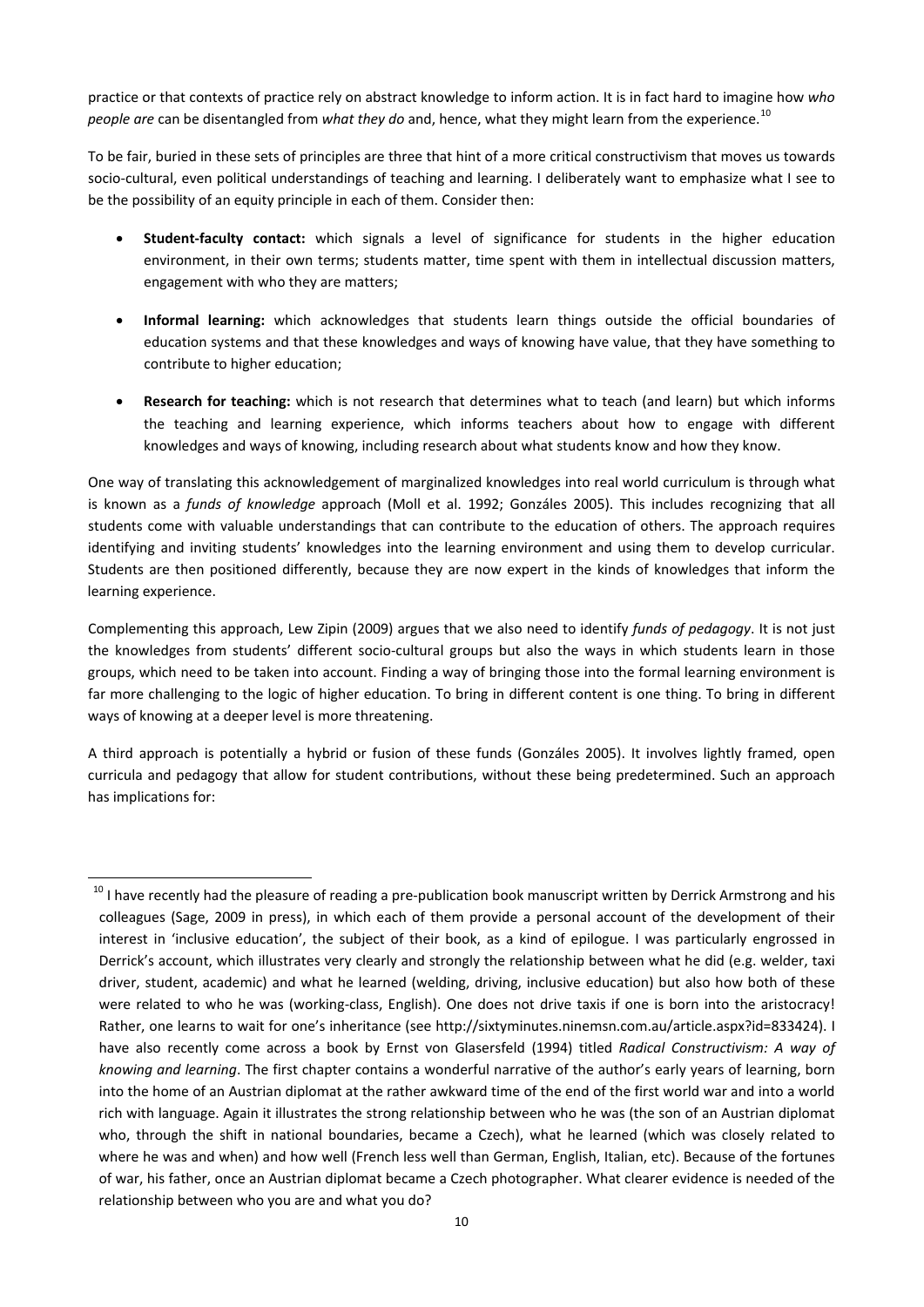practice or that contexts of practice rely on abstract knowledge to inform action. It is in fact hard to imagine how *who people are* can be disentangled from *what they do* and, hence, what they might learn from the experience.[10]

To be fair, buried in these sets of principles are three that hint of a more critical constructivism that moves us towards socio-cultural, even political understandings of teaching and learning. I deliberately want to emphasize what I see to be the possibility of an equity principle in each of them. Consider then:

- **Student-faculty contact:** which signals a level of significance for students in the higher education environment, in their own terms; students matter, time spent with them in intellectual discussion matters, engagement with who they are matters;

- **Informal learning:** which acknowledges that students learn things outside the official boundaries of education systems and that these knowledges and ways of knowing have value, that they have something to contribute to higher education;

- **Research for teaching:** which is not research that determines what to teach (and learn) but which informs the teaching and learning experience, which informs teachers about how to engage with different knowledges and ways of knowing, including research about what students know and how they know.

One way of translating this acknowledgement of marginalized knowledges into real world curriculum is through what is known as a *funds of knowledge* approach (Moll et al. 1992; Gonzáles 2005). This includes recognizing that all students come with valuable understandings that can contribute to the education of others. The approach requires identifying and inviting students' knowledges into the learning environment and using them to develop curricular. Students are then positioned differently, because they are now expert in the kinds of knowledges that inform the learning experience.

Complementing this approach, Lew Zipin (2009) argues that we also need to identify *funds of pedagogy*. It is not just the knowledges from students' different socio-cultural groups but also the ways in which students learn in those groups, which need to be taken into account. Finding a way of bringing those into the formal learning environment is far more challenging to the logic of higher education. To bring in different content is one thing. To bring in different ways of knowing at a deeper level is more threatening.

A third approach is potentially a hybrid or fusion of these funds (Gonzáles 2005). It involves lightly framed, open curricula and pedagogy that allow for student contributions, without these being predetermined. Such an approach has implications for:

---

[10] I have recently had the pleasure of reading a pre-publication book manuscript written by Derrick Armstrong and his colleagues (Sage, 2009 in press), in which each of them provide a personal account of the development of their interest in 'inclusive education', the subject of their book, as a kind of epilogue. I was particularly engrossed in Derrick's account, which illustrates very clearly and strongly the relationship between what he did (e.g. welder, taxi driver, student, academic) and what he learned (welding, driving, inclusive education) but also how both of these were related to who he was (working-class, English). One does not drive taxis if one is born into the aristocracy! Rather, one learns to wait for one's inheritance (see http://sixtyminutes.ninemsn.com.au/article.aspx?id=833424). I have also recently come across a book by Ernst von Glasersfeld (1994) titled *Radical Constructivism: A way of knowing and learning*. The first chapter contains a wonderful narrative of the author's early years of learning, born into the home of an Austrian diplomat at the rather awkward time of the end of the first world war and into a world rich with language. Again it illustrates the strong relationship between who he was (the son of an Austrian diplomat who, through the shift in national boundaries, became a Czech), what he learned (which was closely related to where he was and when) and how well (French less well than German, English, Italian, etc). Because of the fortunes of war, his father, once an Austrian diplomat became a Czech photographer. What clearer evidence is needed of the relationship between who you are and what you do?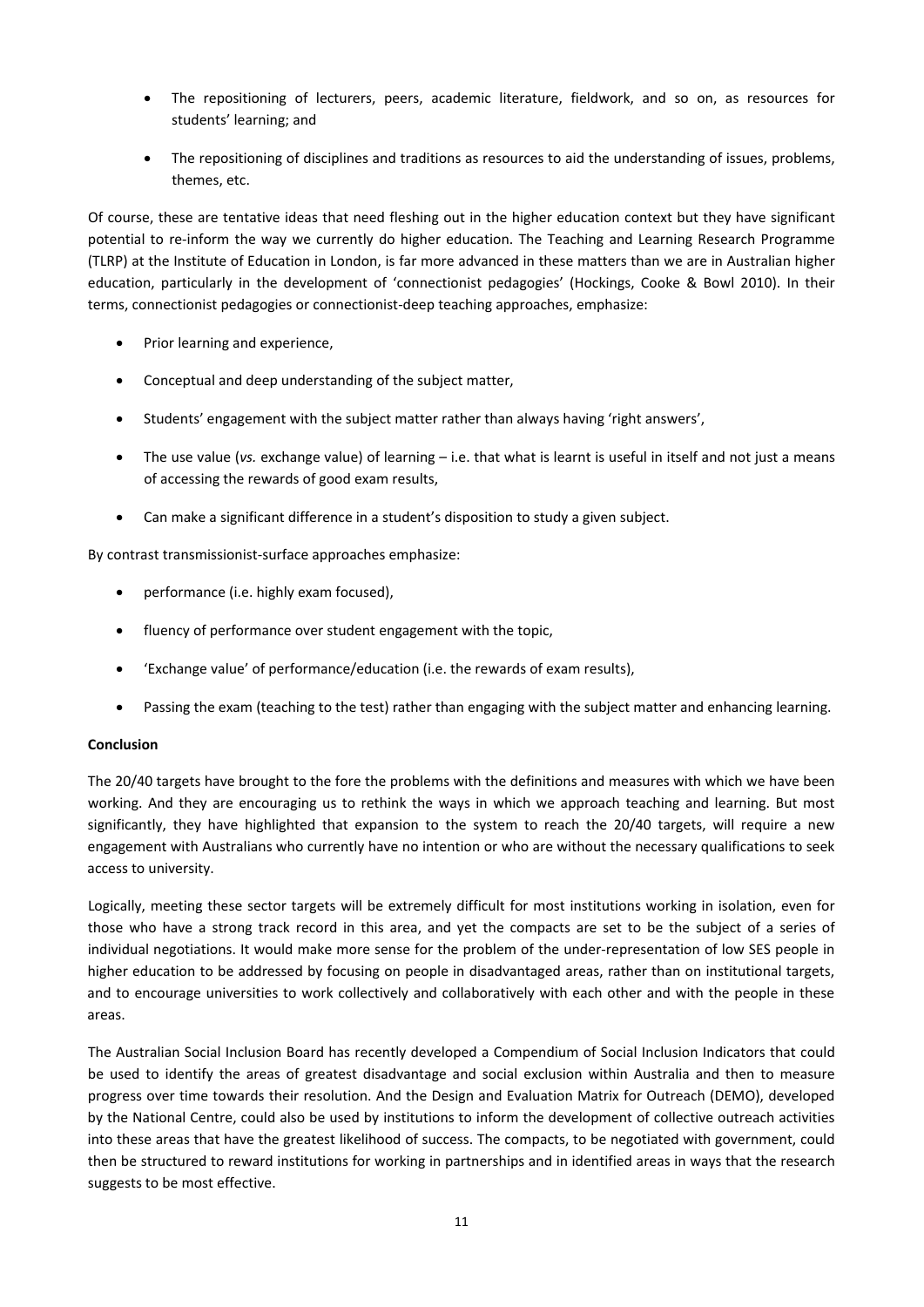- The repositioning of lecturers, peers, academic literature, fieldwork, and so on, as resources for students' learning; and
- The repositioning of disciplines and traditions as resources to aid the understanding of issues, problems, themes, etc.

Of course, these are tentative ideas that need fleshing out in the higher education context but they have significant potential to re-inform the way we currently do higher education. The Teaching and Learning Research Programme (TLRP) at the Institute of Education in London, is far more advanced in these matters than we are in Australian higher education, particularly in the development of 'connectionist pedagogies' (Hockings, Cooke & Bowl 2010). In their terms, connectionist pedagogies or connectionist-deep teaching approaches, emphasize:

- Prior learning and experience,
- Conceptual and deep understanding of the subject matter,
- Students' engagement with the subject matter rather than always having 'right answers',
- The use value (*vs.* exchange value) of learning – i.e. that what is learnt is useful in itself and not just a means of accessing the rewards of good exam results,
- Can make a significant difference in a student's disposition to study a given subject.

By contrast transmissionist-surface approaches emphasize:

- performance (i.e. highly exam focused),
- fluency of performance over student engagement with the topic,
- 'Exchange value' of performance/education (i.e. the rewards of exam results),
- Passing the exam (teaching to the test) rather than engaging with the subject matter and enhancing learning.

**Conclusion**

The 20/40 targets have brought to the fore the problems with the definitions and measures with which we have been working. And they are encouraging us to rethink the ways in which we approach teaching and learning. But most significantly, they have highlighted that expansion to the system to reach the 20/40 targets, will require a new engagement with Australians who currently have no intention or who are without the necessary qualifications to seek access to university.

Logically, meeting these sector targets will be extremely difficult for most institutions working in isolation, even for those who have a strong track record in this area, and yet the compacts are set to be the subject of a series of individual negotiations. It would make more sense for the problem of the under-representation of low SES people in higher education to be addressed by focusing on people in disadvantaged areas, rather than on institutional targets, and to encourage universities to work collectively and collaboratively with each other and with the people in these areas.

The Australian Social Inclusion Board has recently developed a Compendium of Social Inclusion Indicators that could be used to identify the areas of greatest disadvantage and social exclusion within Australia and then to measure progress over time towards their resolution. And the Design and Evaluation Matrix for Outreach (DEMO), developed by the National Centre, could also be used by institutions to inform the development of collective outreach activities into these areas that have the greatest likelihood of success. The compacts, to be negotiated with government, could then be structured to reward institutions for working in partnerships and in identified areas in ways that the research suggests to be most effective.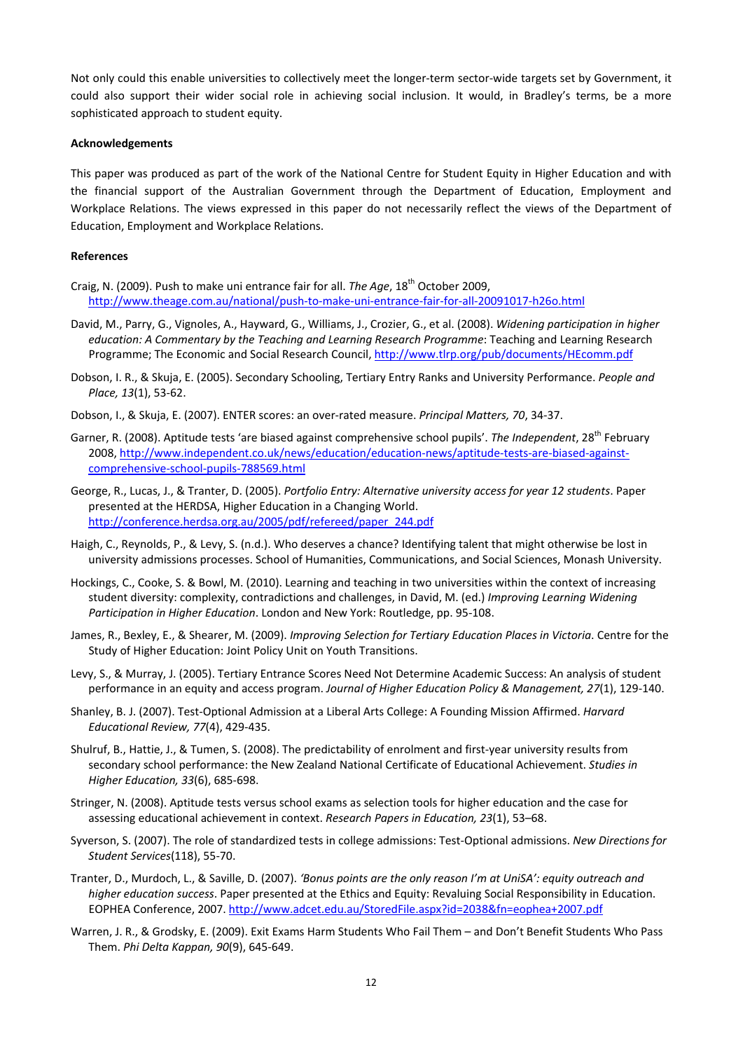Not only could this enable universities to collectively meet the longer-term sector-wide targets set by Government, it could also support their wider social role in achieving social inclusion. It would, in Bradley's terms, be a more sophisticated approach to student equity.

**Acknowledgements**

This paper was produced as part of the work of the National Centre for Student Equity in Higher Education and with the financial support of the Australian Government through the Department of Education, Employment and Workplace Relations. The views expressed in this paper do not necessarily reflect the views of the Department of Education, Employment and Workplace Relations.

**References**

Craig, N. (2009). Push to make uni entrance fair for all. *The Age*, 18th October 2009, http://www.theage.com.au/national/push-to-make-uni-entrance-fair-for-all-20091017-h26o.html

David, M., Parry, G., Vignoles, A., Hayward, G., Williams, J., Crozier, G., et al. (2008). *Widening participation in higher education: A Commentary by the Teaching and Learning Research Programme*: Teaching and Learning Research Programme; The Economic and Social Research Council, http://www.tlrp.org/pub/documents/HEcomm.pdf

Dobson, I. R., & Skuja, E. (2005). Secondary Schooling, Tertiary Entry Ranks and University Performance. *People and Place, 13*(1), 53-62.

Dobson, I., & Skuja, E. (2007). ENTER scores: an over-rated measure. *Principal Matters, 70*, 34-37.

Garner, R. (2008). Aptitude tests 'are biased against comprehensive school pupils'. *The Independent*, 28th February 2008, http://www.independent.co.uk/news/education/education-news/aptitude-tests-are-biased-against-comprehensive-school-pupils-788569.html

George, R., Lucas, J., & Tranter, D. (2005). *Portfolio Entry: Alternative university access for year 12 students*. Paper presented at the HERDSA, Higher Education in a Changing World. http://conference.herdsa.org.au/2005/pdf/refereed/paper_244.pdf

Haigh, C., Reynolds, P., & Levy, S. (n.d.). Who deserves a chance? Identifying talent that might otherwise be lost in university admissions processes. School of Humanities, Communications, and Social Sciences, Monash University.

Hockings, C., Cooke, S. & Bowl, M. (2010). Learning and teaching in two universities within the context of increasing student diversity: complexity, contradictions and challenges, in David, M. (ed.) *Improving Learning Widening Participation in Higher Education*. London and New York: Routledge, pp. 95-108.

James, R., Bexley, E., & Shearer, M. (2009). *Improving Selection for Tertiary Education Places in Victoria*. Centre for the Study of Higher Education: Joint Policy Unit on Youth Transitions.

Levy, S., & Murray, J. (2005). Tertiary Entrance Scores Need Not Determine Academic Success: An analysis of student performance in an equity and access program. *Journal of Higher Education Policy & Management, 27*(1), 129-140.

Shanley, B. J. (2007). Test-Optional Admission at a Liberal Arts College: A Founding Mission Affirmed. *Harvard Educational Review, 77*(4), 429-435.

Shulruf, B., Hattie, J., & Tumen, S. (2008). The predictability of enrolment and first-year university results from secondary school performance: the New Zealand National Certificate of Educational Achievement. *Studies in Higher Education, 33*(6), 685-698.

Stringer, N. (2008). Aptitude tests versus school exams as selection tools for higher education and the case for assessing educational achievement in context. *Research Papers in Education, 23*(1), 53–68.

Syverson, S. (2007). The role of standardized tests in college admissions: Test-Optional admissions. *New Directions for Student Services*(118), 55-70.

Tranter, D., Murdoch, L., & Saville, D. (2007). *'Bonus points are the only reason I'm at UniSA': equity outreach and higher education success*. Paper presented at the Ethics and Equity: Revaluing Social Responsibility in Education. EOPHEA Conference, 2007. http://www.adcet.edu.au/StoredFile.aspx?id=2038&fn=eophea+2007.pdf

Warren, J. R., & Grodsky, E. (2009). Exit Exams Harm Students Who Fail Them – and Don't Benefit Students Who Pass Them. *Phi Delta Kappan, 90*(9), 645-649.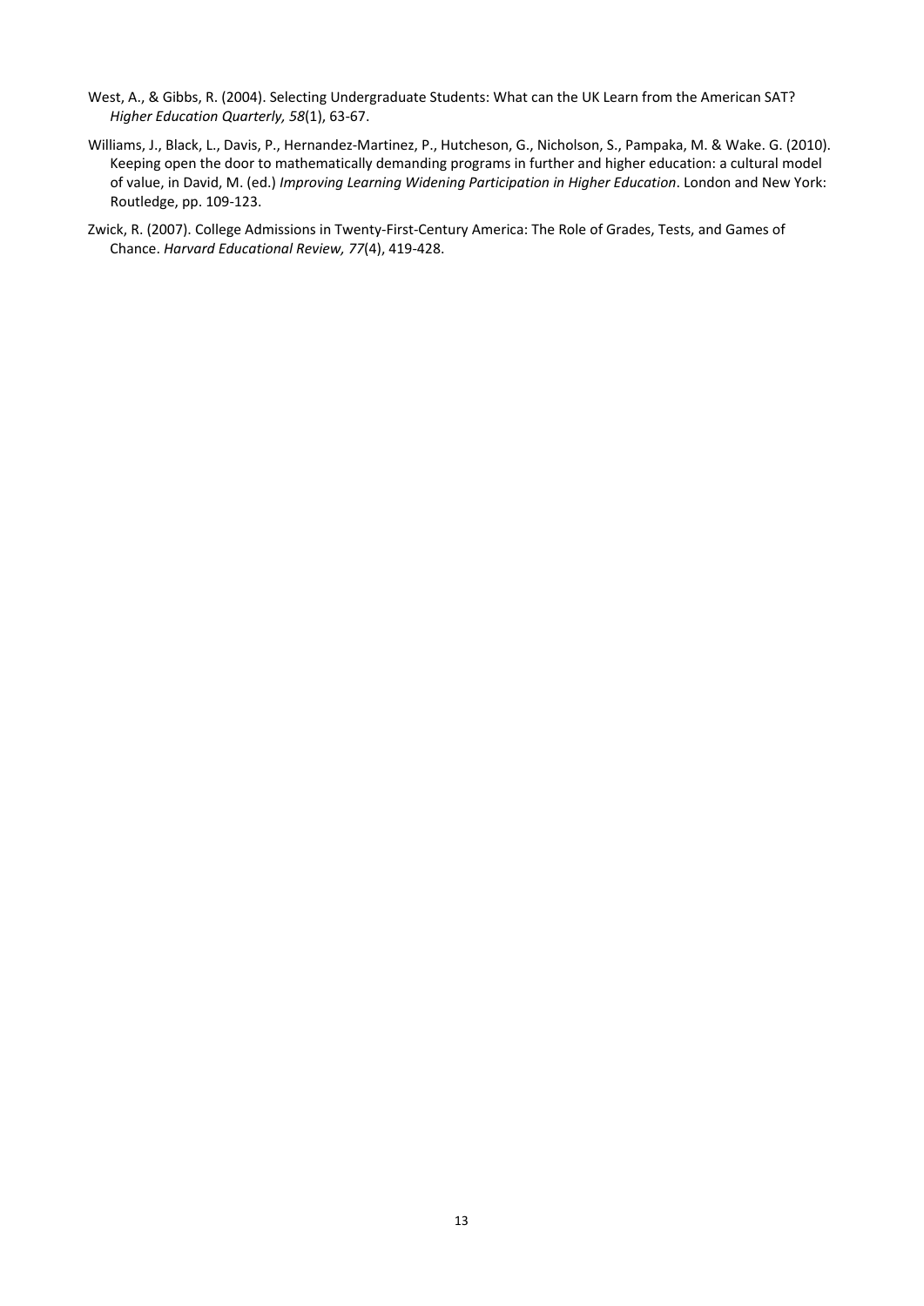West, A., & Gibbs, R. (2004). Selecting Undergraduate Students: What can the UK Learn from the American SAT? *Higher Education Quarterly, 58*(1), 63-67.

Williams, J., Black, L., Davis, P., Hernandez-Martinez, P., Hutcheson, G., Nicholson, S., Pampaka, M. & Wake. G. (2010). Keeping open the door to mathematically demanding programs in further and higher education: a cultural model of value, in David, M. (ed.) *Improving Learning Widening Participation in Higher Education*. London and New York: Routledge, pp. 109-123.

Zwick, R. (2007). College Admissions in Twenty-First-Century America: The Role of Grades, Tests, and Games of Chance. *Harvard Educational Review, 77*(4), 419-428.